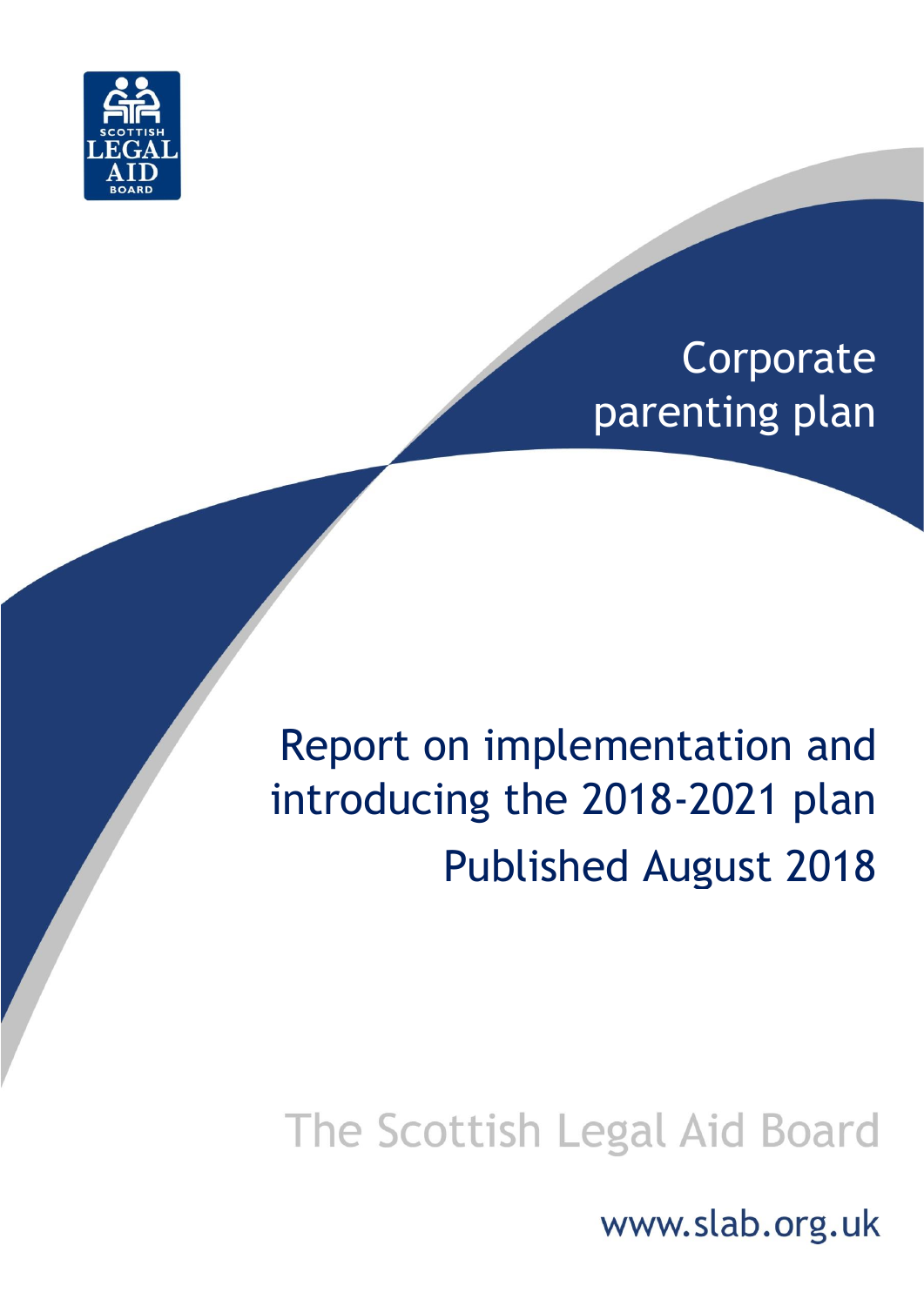# Corporate parenting plan

## Report on implementation and introducing the 2018-2021 plan

Published August 2018

The Scottish Legal Aid Board

www.slab.org.uk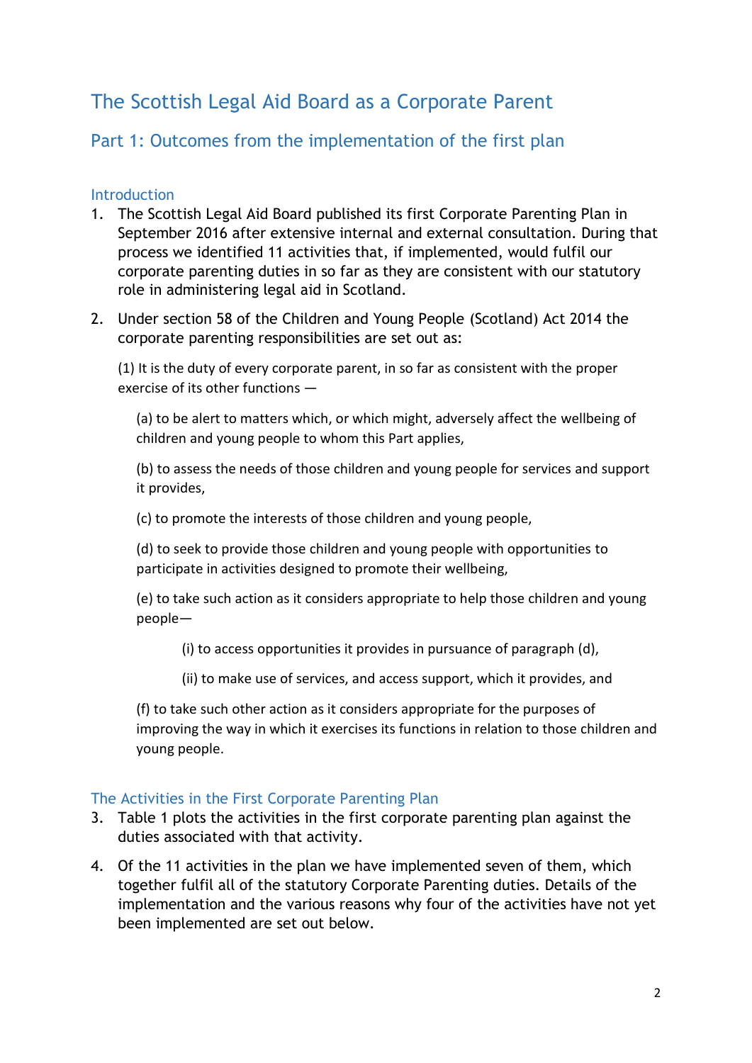# The Scottish Legal Aid Board as a Corporate Parent

## Part 1: Outcomes from the implementation of the first plan

### Introduction

1. The Scottish Legal Aid Board published its first Corporate Parenting Plan in September 2016 after extensive internal and external consultation. During that process we identified 11 activities that, if implemented, would fulfil our corporate parenting duties in so far as they are consistent with our statutory role in administering legal aid in Scotland.

2. Under section 58 of the Children and Young People (Scotland) Act 2014 the corporate parenting responsibilities are set out as:

   (1) It is the duty of every corporate parent, in so far as consistent with the proper exercise of its other functions —

   (a) to be alert to matters which, or which might, adversely affect the wellbeing of children and young people to whom this Part applies,

   (b) to assess the needs of those children and young people for services and support it provides,

   (c) to promote the interests of those children and young people,

   (d) to seek to provide those children and young people with opportunities to participate in activities designed to promote their wellbeing,

   (e) to take such action as it considers appropriate to help those children and young people—

   (i) to access opportunities it provides in pursuance of paragraph (d),

   (ii) to make use of services, and access support, which it provides, and

   (f) to take such other action as it considers appropriate for the purposes of improving the way in which it exercises its functions in relation to those children and young people.

### The Activities in the First Corporate Parenting Plan

3. Table 1 plots the activities in the first corporate parenting plan against the duties associated with that activity.

4. Of the 11 activities in the plan we have implemented seven of them, which together fulfil all of the statutory Corporate Parenting duties. Details of the implementation and the various reasons why four of the activities have not yet been implemented are set out below.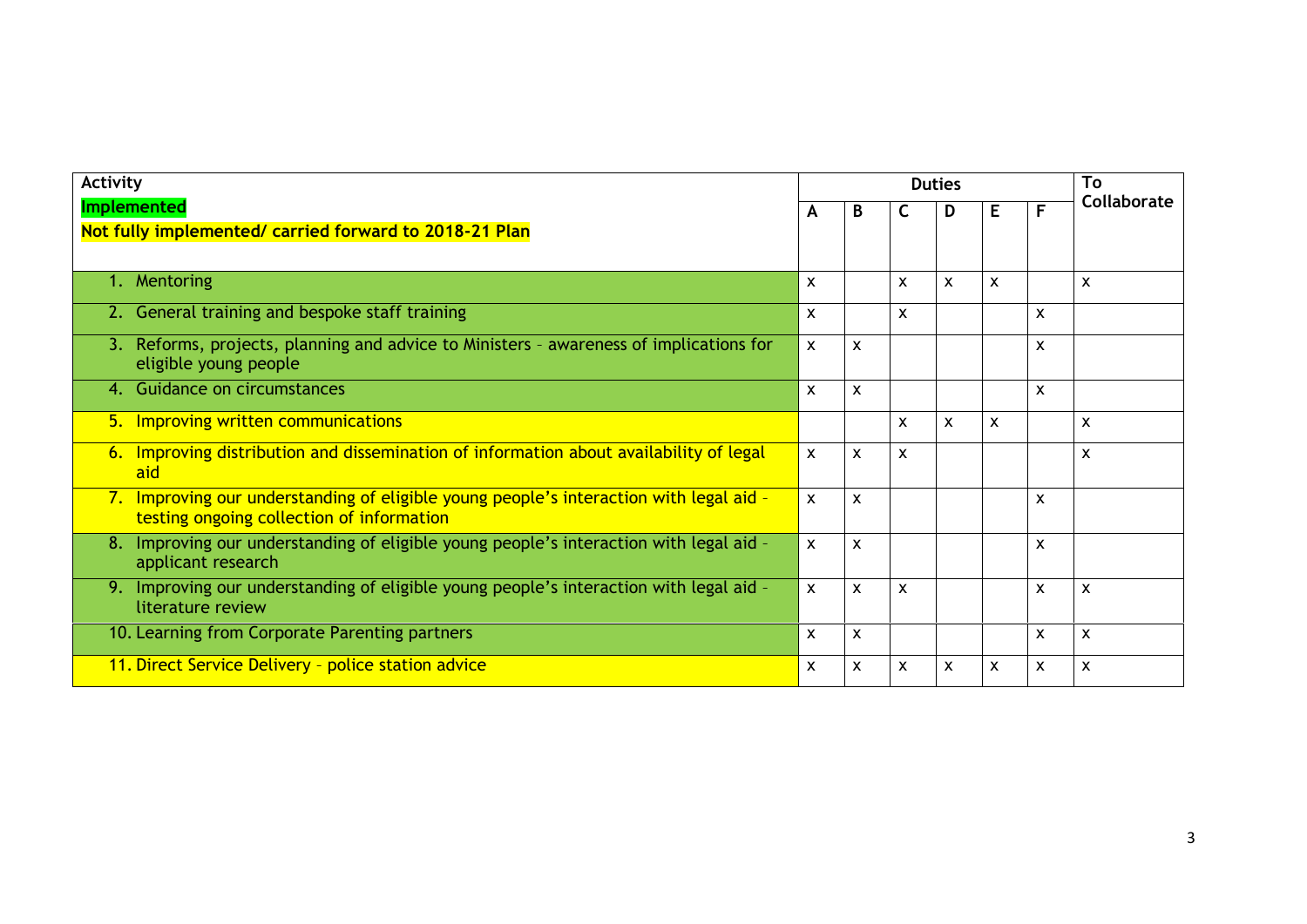| Activity<br>Implemented<br>Not fully implemented/ carried forward to 2018-21 Plan | Duties | | | | | | To Collaborate |
|---|---|---|---|---|---|---|---|
| | A | B | C | D | E | F | |
| 1. Mentoring | x | | x | x | x | | x |
| 2. General training and bespoke staff training | x | | x | | | x | |
| 3. Reforms, projects, planning and advice to Ministers – awareness of implications for eligible young people | x | x | | | | x | |
| 4. Guidance on circumstances | x | x | | | | x | |
| 5. Improving written communications | | | x | x | x | | x |
| 6. Improving distribution and dissemination of information about availability of legal aid | x | x | x | | | | x |
| 7. Improving our understanding of eligible young people's interaction with legal aid – testing ongoing collection of information | x | x | | | | x | |
| 8. Improving our understanding of eligible young people's interaction with legal aid – applicant research | x | x | | | | x | |
| 9. Improving our understanding of eligible young people's interaction with legal aid – literature review | x | x | x | | | x | x |
| 10. Learning from Corporate Parenting partners | x | x | | | | x | x |
| 11. Direct Service Delivery – police station advice | x | x | x | x | x | x | x |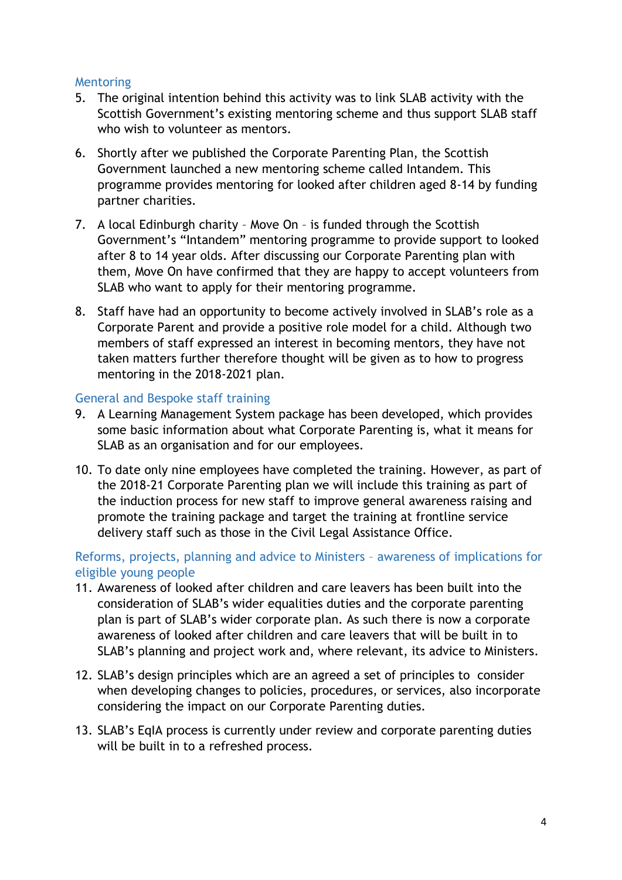### Mentoring

5. The original intention behind this activity was to link SLAB activity with the Scottish Government's existing mentoring scheme and thus support SLAB staff who wish to volunteer as mentors.

6. Shortly after we published the Corporate Parenting Plan, the Scottish Government launched a new mentoring scheme called Intandem. This programme provides mentoring for looked after children aged 8-14 by funding partner charities.

7. A local Edinburgh charity – Move On – is funded through the Scottish Government's "Intandem" mentoring programme to provide support to looked after 8 to 14 year olds. After discussing our Corporate Parenting plan with them, Move On have confirmed that they are happy to accept volunteers from SLAB who want to apply for their mentoring programme.

8. Staff have had an opportunity to become actively involved in SLAB's role as a Corporate Parent and provide a positive role model for a child. Although two members of staff expressed an interest in becoming mentors, they have not taken matters further therefore thought will be given as to how to progress mentoring in the 2018-2021 plan.

### General and Bespoke staff training

9. A Learning Management System package has been developed, which provides some basic information about what Corporate Parenting is, what it means for SLAB as an organisation and for our employees.

10. To date only nine employees have completed the training. However, as part of the 2018-21 Corporate Parenting plan we will include this training as part of the induction process for new staff to improve general awareness raising and promote the training package and target the training at frontline service delivery staff such as those in the Civil Legal Assistance Office.

### Reforms, projects, planning and advice to Ministers – awareness of implications for eligible young people

11. Awareness of looked after children and care leavers has been built into the consideration of SLAB's wider equalities duties and the corporate parenting plan is part of SLAB's wider corporate plan. As such there is now a corporate awareness of looked after children and care leavers that will be built in to SLAB's planning and project work and, where relevant, its advice to Ministers.

12. SLAB's design principles which are an agreed a set of principles to consider when developing changes to policies, procedures, or services, also incorporate considering the impact on our Corporate Parenting duties.

13. SLAB's EqIA process is currently under review and corporate parenting duties will be built in to a refreshed process.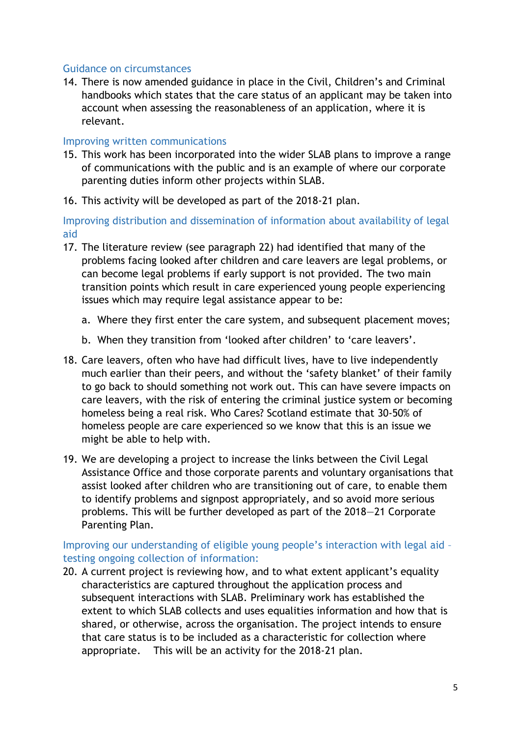### Guidance on circumstances

14. There is now amended guidance in place in the Civil, Children's and Criminal handbooks which states that the care status of an applicant may be taken into account when assessing the reasonableness of an application, where it is relevant.

### Improving written communications

15. This work has been incorporated into the wider SLAB plans to improve a range of communications with the public and is an example of where our corporate parenting duties inform other projects within SLAB.

16. This activity will be developed as part of the 2018-21 plan.

### Improving distribution and dissemination of information about availability of legal aid

17. The literature review (see paragraph 22) had identified that many of the problems facing looked after children and care leavers are legal problems, or can become legal problems if early support is not provided. The two main transition points which result in care experienced young people experiencing issues which may require legal assistance appear to be:

    a. Where they first enter the care system, and subsequent placement moves;

    b. When they transition from 'looked after children' to 'care leavers'.

18. Care leavers, often who have had difficult lives, have to live independently much earlier than their peers, and without the 'safety blanket' of their family to go back to should something not work out. This can have severe impacts on care leavers, with the risk of entering the criminal justice system or becoming homeless being a real risk. Who Cares? Scotland estimate that 30-50% of homeless people are care experienced so we know that this is an issue we might be able to help with.

19. We are developing a project to increase the links between the Civil Legal Assistance Office and those corporate parents and voluntary organisations that assist looked after children who are transitioning out of care, to enable them to identify problems and signpost appropriately, and so avoid more serious problems. This will be further developed as part of the 2018—21 Corporate Parenting Plan.

### Improving our understanding of eligible young people's interaction with legal aid – testing ongoing collection of information:

20. A current project is reviewing how, and to what extent applicant's equality characteristics are captured throughout the application process and subsequent interactions with SLAB. Preliminary work has established the extent to which SLAB collects and uses equalities information and how that is shared, or otherwise, across the organisation. The project intends to ensure that care status is to be included as a characteristic for collection where appropriate. This will be an activity for the 2018-21 plan.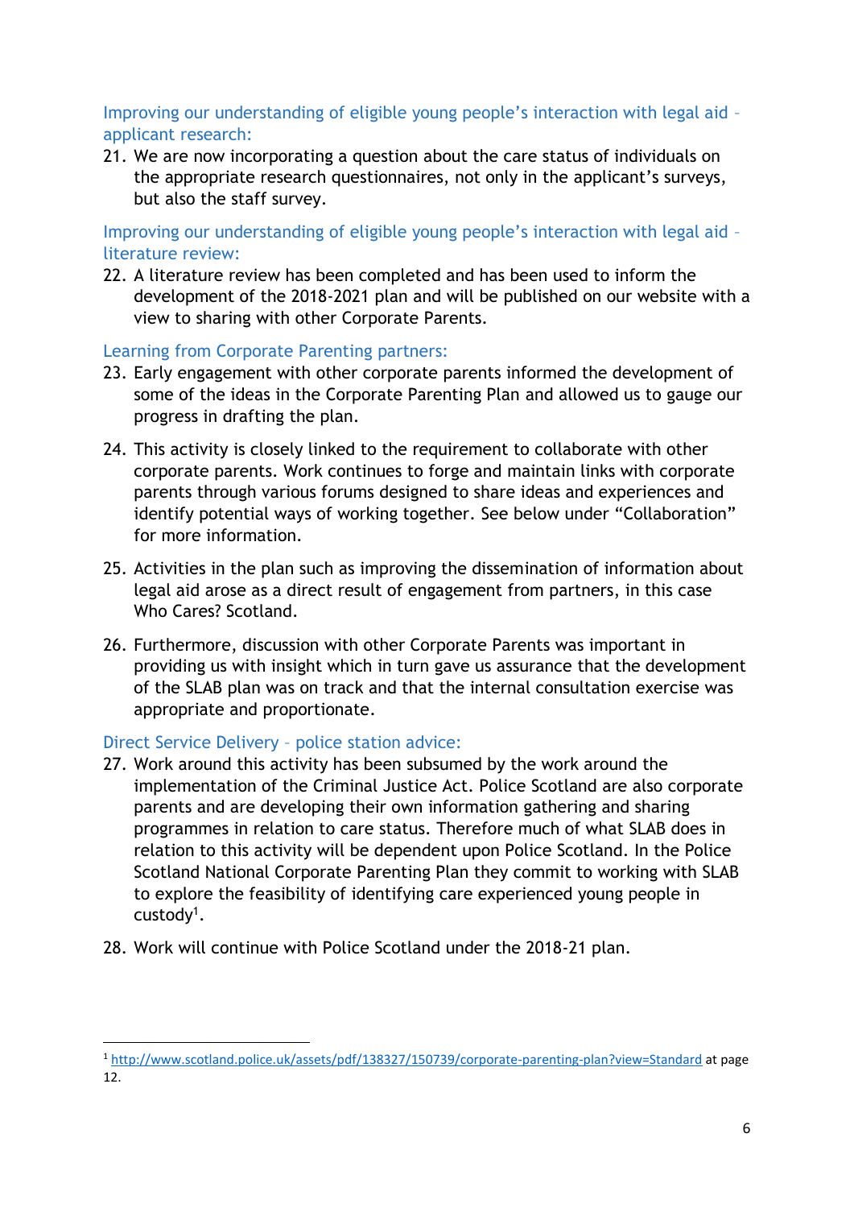### Improving our understanding of eligible young people's interaction with legal aid – applicant research:

21. We are now incorporating a question about the care status of individuals on the appropriate research questionnaires, not only in the applicant's surveys, but also the staff survey.

### Improving our understanding of eligible young people's interaction with legal aid – literature review:

22. A literature review has been completed and has been used to inform the development of the 2018-2021 plan and will be published on our website with a view to sharing with other Corporate Parents.

### Learning from Corporate Parenting partners:

23. Early engagement with other corporate parents informed the development of some of the ideas in the Corporate Parenting Plan and allowed us to gauge our progress in drafting the plan.

24. This activity is closely linked to the requirement to collaborate with other corporate parents. Work continues to forge and maintain links with corporate parents through various forums designed to share ideas and experiences and identify potential ways of working together. See below under "Collaboration" for more information.

25. Activities in the plan such as improving the dissemination of information about legal aid arose as a direct result of engagement from partners, in this case Who Cares? Scotland.

26. Furthermore, discussion with other Corporate Parents was important in providing us with insight which in turn gave us assurance that the development of the SLAB plan was on track and that the internal consultation exercise was appropriate and proportionate.

### Direct Service Delivery – police station advice:

27. Work around this activity has been subsumed by the work around the implementation of the Criminal Justice Act. Police Scotland are also corporate parents and are developing their own information gathering and sharing programmes in relation to care status. Therefore much of what SLAB does in relation to this activity will be dependent upon Police Scotland. In the Police Scotland National Corporate Parenting Plan they commit to working with SLAB to explore the feasibility of identifying care experienced young people in custody[1].

28. Work will continue with Police Scotland under the 2018-21 plan.

---

[1] http://www.scotland.police.uk/assets/pdf/138327/150739/corporate-parenting-plan?view=Standard at page 12.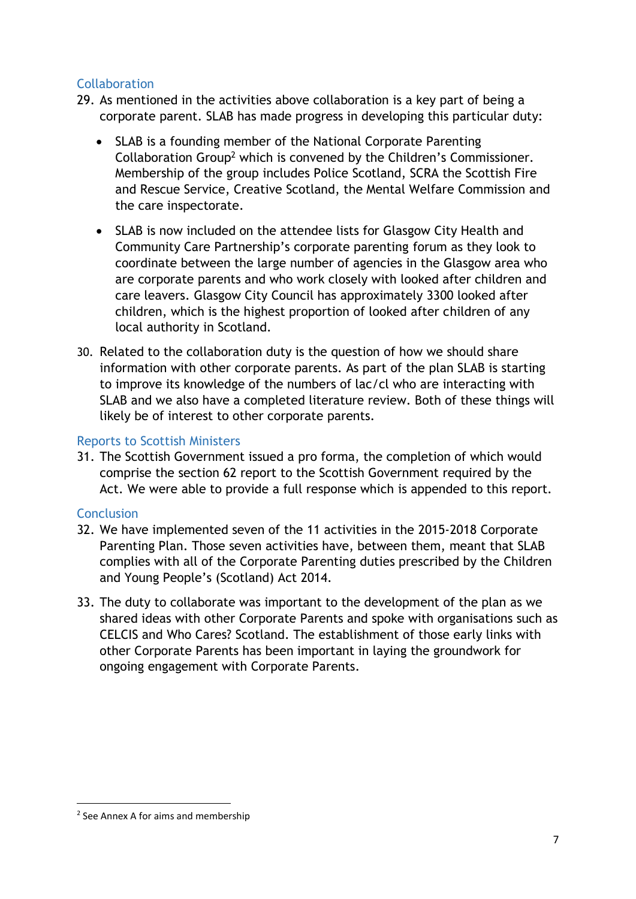## Collaboration

29. As mentioned in the activities above collaboration is a key part of being a corporate parent. SLAB has made progress in developing this particular duty:

    - SLAB is a founding member of the National Corporate Parenting Collaboration Group[2] which is convened by the Children's Commissioner. Membership of the group includes Police Scotland, SCRA the Scottish Fire and Rescue Service, Creative Scotland, the Mental Welfare Commission and the care inspectorate.

    - SLAB is now included on the attendee lists for Glasgow City Health and Community Care Partnership's corporate parenting forum as they look to coordinate between the large number of agencies in the Glasgow area who are corporate parents and who work closely with looked after children and care leavers. Glasgow City Council has approximately 3300 looked after children, which is the highest proportion of looked after children of any local authority in Scotland.

30. Related to the collaboration duty is the question of how we should share information with other corporate parents. As part of the plan SLAB is starting to improve its knowledge of the numbers of lac/cl who are interacting with SLAB and we also have a completed literature review. Both of these things will likely be of interest to other corporate parents.

## Reports to Scottish Ministers

31. The Scottish Government issued a pro forma, the completion of which would comprise the section 62 report to the Scottish Government required by the Act. We were able to provide a full response which is appended to this report.

## Conclusion

32. We have implemented seven of the 11 activities in the 2015-2018 Corporate Parenting Plan. Those seven activities have, between them, meant that SLAB complies with all of the Corporate Parenting duties prescribed by the Children and Young People's (Scotland) Act 2014.

33. The duty to collaborate was important to the development of the plan as we shared ideas with other Corporate Parents and spoke with organisations such as CELCIS and Who Cares? Scotland. The establishment of those early links with other Corporate Parents has been important in laying the groundwork for ongoing engagement with Corporate Parents.

---

[2] See Annex A for aims and membership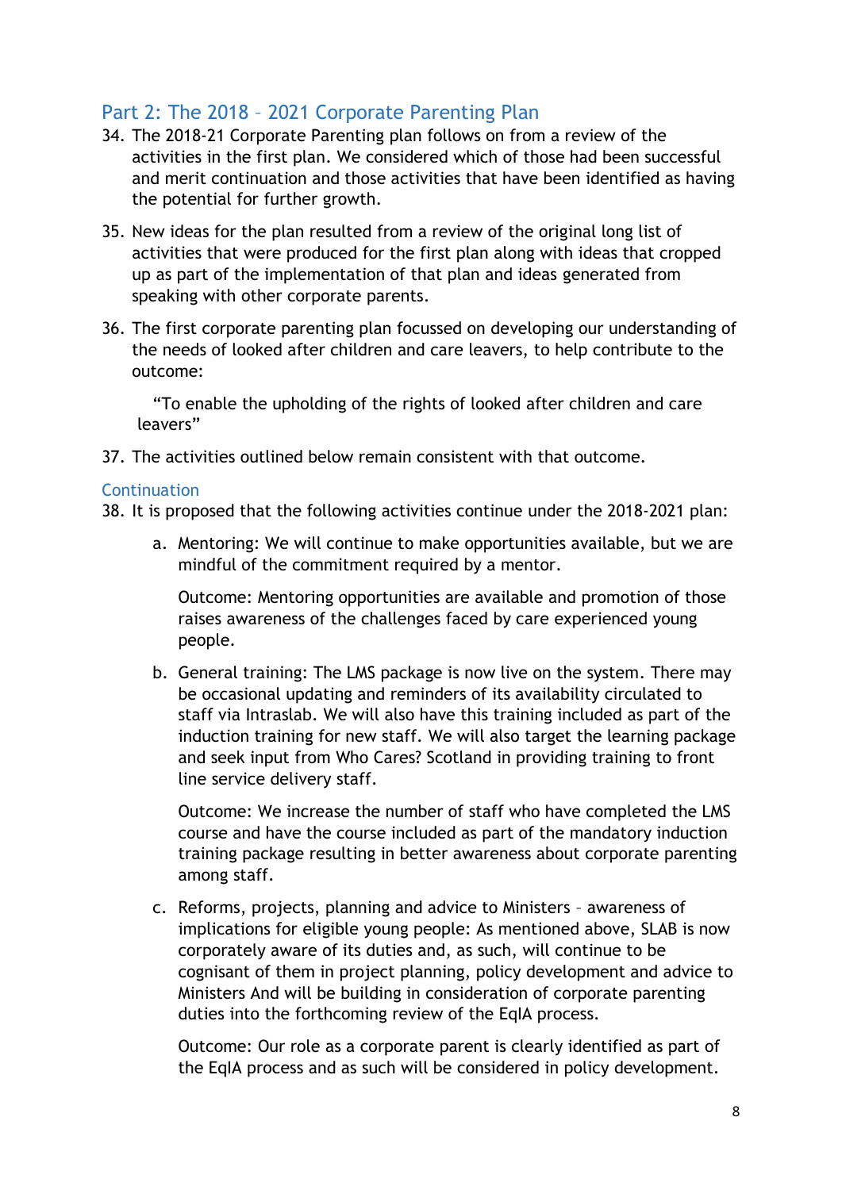## Part 2: The 2018 – 2021 Corporate Parenting Plan

34. The 2018-21 Corporate Parenting plan follows on from a review of the activities in the first plan. We considered which of those had been successful and merit continuation and those activities that have been identified as having the potential for further growth.

35. New ideas for the plan resulted from a review of the original long list of activities that were produced for the first plan along with ideas that cropped up as part of the implementation of that plan and ideas generated from speaking with other corporate parents.

36. The first corporate parenting plan focussed on developing our understanding of the needs of looked after children and care leavers, to help contribute to the outcome:

    "To enable the upholding of the rights of looked after children and care leavers"

37. The activities outlined below remain consistent with that outcome.

### Continuation

38. It is proposed that the following activities continue under the 2018-2021 plan:

    a. Mentoring: We will continue to make opportunities available, but we are mindful of the commitment required by a mentor.

       Outcome: Mentoring opportunities are available and promotion of those raises awareness of the challenges faced by care experienced young people.

    b. General training: The LMS package is now live on the system. There may be occasional updating and reminders of its availability circulated to staff via Intraslab. We will also have this training included as part of the induction training for new staff. We will also target the learning package and seek input from Who Cares? Scotland in providing training to front line service delivery staff.

       Outcome: We increase the number of staff who have completed the LMS course and have the course included as part of the mandatory induction training package resulting in better awareness about corporate parenting among staff.

    c. Reforms, projects, planning and advice to Ministers – awareness of implications for eligible young people: As mentioned above, SLAB is now corporately aware of its duties and, as such, will continue to be cognisant of them in project planning, policy development and advice to Ministers And will be building in consideration of corporate parenting duties into the forthcoming review of the EqIA process.

       Outcome: Our role as a corporate parent is clearly identified as part of the EqIA process and as such will be considered in policy development.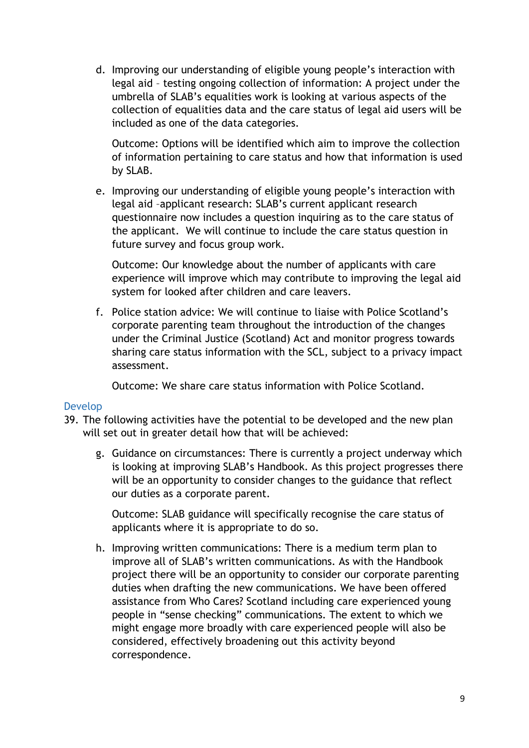d. Improving our understanding of eligible young people's interaction with legal aid – testing ongoing collection of information: A project under the umbrella of SLAB's equalities work is looking at various aspects of the collection of equalities data and the care status of legal aid users will be included as one of the data categories.

   Outcome: Options will be identified which aim to improve the collection of information pertaining to care status and how that information is used by SLAB.

e. Improving our understanding of eligible young people's interaction with legal aid –applicant research: SLAB's current applicant research questionnaire now includes a question inquiring as to the care status of the applicant. We will continue to include the care status question in future survey and focus group work.

   Outcome: Our knowledge about the number of applicants with care experience will improve which may contribute to improving the legal aid system for looked after children and care leavers.

f. Police station advice: We will continue to liaise with Police Scotland's corporate parenting team throughout the introduction of the changes under the Criminal Justice (Scotland) Act and monitor progress towards sharing care status information with the SCL, subject to a privacy impact assessment.

   Outcome: We share care status information with Police Scotland.

### Develop

39. The following activities have the potential to be developed and the new plan will set out in greater detail how that will be achieved:

   g. Guidance on circumstances: There is currently a project underway which is looking at improving SLAB's Handbook. As this project progresses there will be an opportunity to consider changes to the guidance that reflect our duties as a corporate parent.

      Outcome: SLAB guidance will specifically recognise the care status of applicants where it is appropriate to do so.

   h. Improving written communications: There is a medium term plan to improve all of SLAB's written communications. As with the Handbook project there will be an opportunity to consider our corporate parenting duties when drafting the new communications. We have been offered assistance from Who Cares? Scotland including care experienced young people in "sense checking" communications. The extent to which we might engage more broadly with care experienced people will also be considered, effectively broadening out this activity beyond correspondence.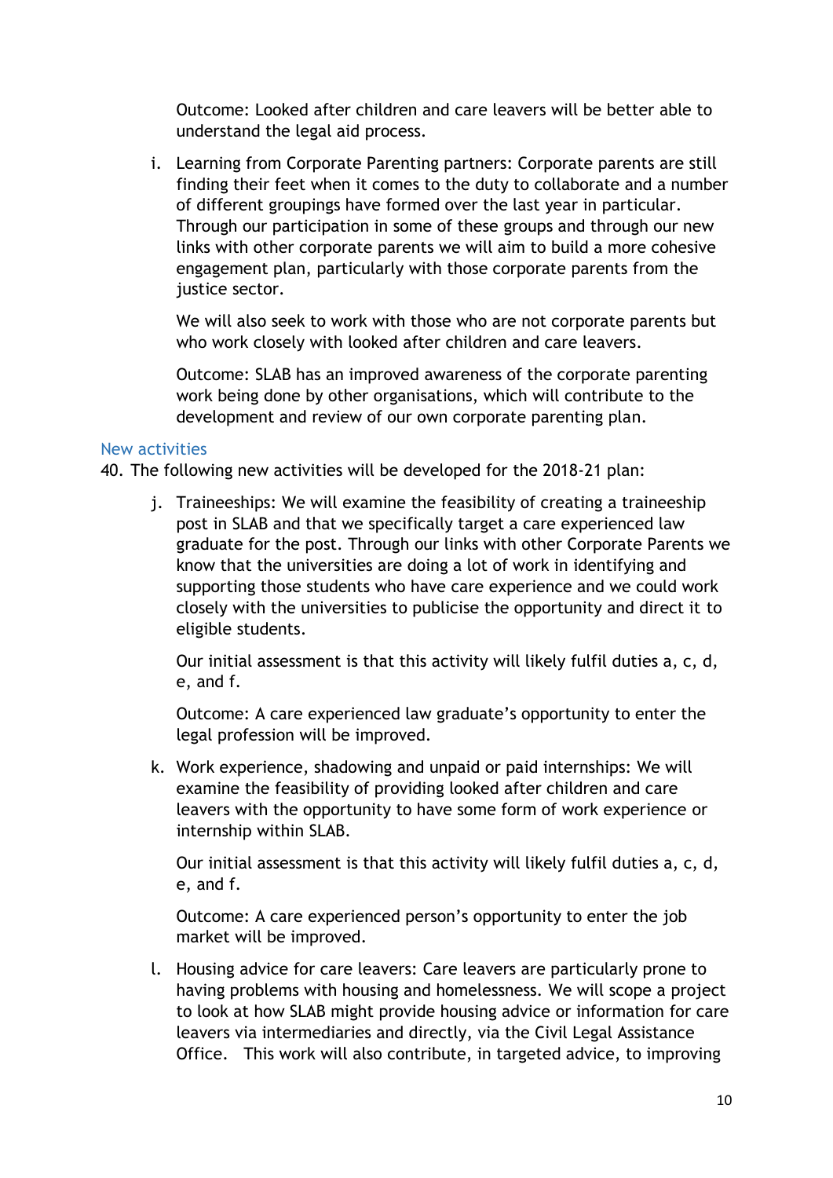Outcome: Looked after children and care leavers will be better able to understand the legal aid process.

i. Learning from Corporate Parenting partners: Corporate parents are still finding their feet when it comes to the duty to collaborate and a number of different groupings have formed over the last year in particular. Through our participation in some of these groups and through our new links with other corporate parents we will aim to build a more cohesive engagement plan, particularly with those corporate parents from the justice sector.

   We will also seek to work with those who are not corporate parents but who work closely with looked after children and care leavers.

   Outcome: SLAB has an improved awareness of the corporate parenting work being done by other organisations, which will contribute to the development and review of our own corporate parenting plan.

### New activities

40. The following new activities will be developed for the 2018-21 plan:

j. Traineeships: We will examine the feasibility of creating a traineeship post in SLAB and that we specifically target a care experienced law graduate for the post. Through our links with other Corporate Parents we know that the universities are doing a lot of work in identifying and supporting those students who have care experience and we could work closely with the universities to publicise the opportunity and direct it to eligible students.

   Our initial assessment is that this activity will likely fulfil duties a, c, d, e, and f.

   Outcome: A care experienced law graduate's opportunity to enter the legal profession will be improved.

k. Work experience, shadowing and unpaid or paid internships: We will examine the feasibility of providing looked after children and care leavers with the opportunity to have some form of work experience or internship within SLAB.

   Our initial assessment is that this activity will likely fulfil duties a, c, d, e, and f.

   Outcome: A care experienced person's opportunity to enter the job market will be improved.

l. Housing advice for care leavers: Care leavers are particularly prone to having problems with housing and homelessness. We will scope a project to look at how SLAB might provide housing advice or information for care leavers via intermediaries and directly, via the Civil Legal Assistance Office. This work will also contribute, in targeted advice, to improving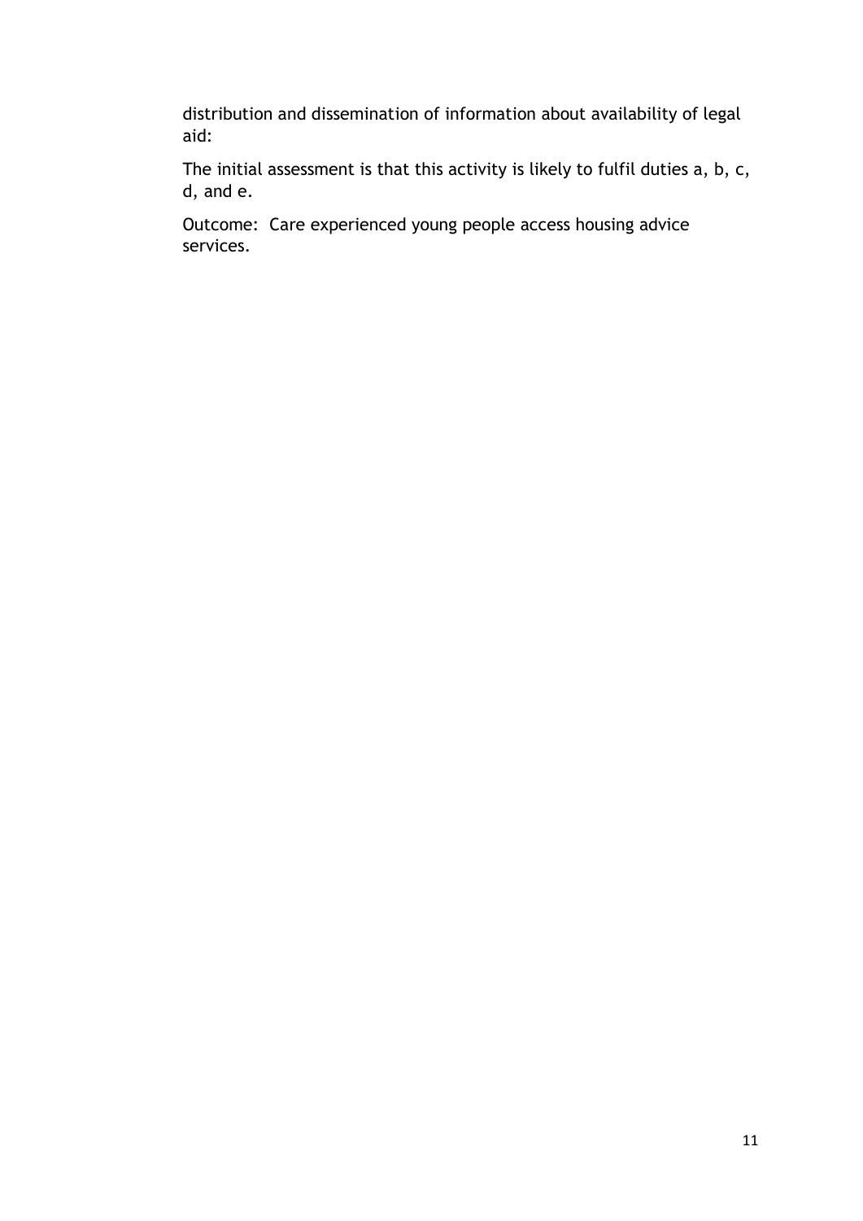distribution and dissemination of information about availability of legal aid:

The initial assessment is that this activity is likely to fulfil duties a, b, c, d, and e.

Outcome: Care experienced young people access housing advice services.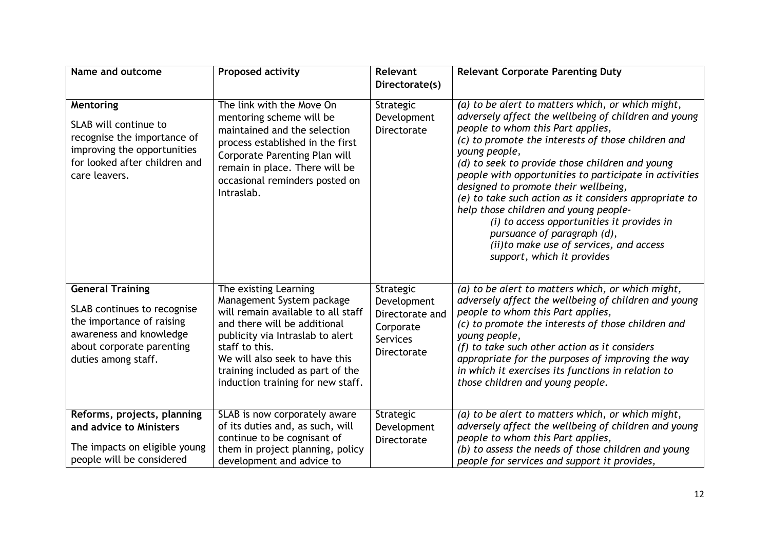| Name and outcome | Proposed activity | Relevant Directorate(s) | Relevant Corporate Parenting Duty |
|---|---|---|---|
| **Mentoring**<br><br>SLAB will continue to recognise the importance of improving the opportunities for looked after children and care leavers. | The link with the Move On mentoring scheme will be maintained and the selection process established in the first Corporate Parenting Plan will remain in place. There will be occasional reminders posted on Intraslab. | Strategic Development Directorate | *(a) to be alert to matters which, or which might, adversely affect the wellbeing of children and young people to whom this Part applies,*<br>*(c) to promote the interests of those children and young people,*<br>*(d) to seek to provide those children and young people with opportunities to participate in activities designed to promote their wellbeing,*<br>*(e) to take such action as it considers appropriate to help those children and young people-*<br>*(i) to access opportunities it provides in pursuance of paragraph (d),*<br>*(ii)to make use of services, and access support, which it provides* |
| **General Training**<br><br>SLAB continues to recognise the importance of raising awareness and knowledge about corporate parenting duties among staff. | The existing Learning Management System package will remain available to all staff and there will be additional publicity via Intraslab to alert staff to this.<br>We will also seek to have this training included as part of the induction training for new staff. | Strategic Development Directorate and Corporate Services Directorate | *(a) to be alert to matters which, or which might, adversely affect the wellbeing of children and young people to whom this Part applies,*<br>*(c) to promote the interests of those children and young people,*<br>*(f) to take such other action as it considers appropriate for the purposes of improving the way in which it exercises its functions in relation to those children and young people.* |
| **Reforms, projects, planning and advice to Ministers**<br><br>The impacts on eligible young people will be considered | SLAB is now corporately aware of its duties and, as such, will continue to be cognisant of them in project planning, policy development and advice to | Strategic Development Directorate | *(a) to be alert to matters which, or which might, adversely affect the wellbeing of children and young people to whom this Part applies,*<br>*(b) to assess the needs of those children and young people for services and support it provides,* |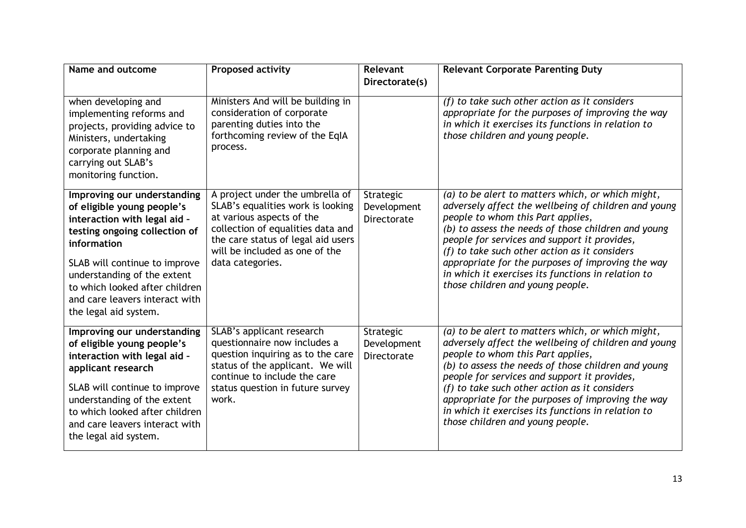| Name and outcome | Proposed activity | Relevant Directorate(s) | Relevant Corporate Parenting Duty |
|---|---|---|---|
| when developing and implementing reforms and projects, providing advice to Ministers, undertaking corporate planning and carrying out SLAB's monitoring function. | Ministers And will be building in consideration of corporate parenting duties into the forthcoming review of the EqIA process. | | *(f) to take such other action as it considers appropriate for the purposes of improving the way in which it exercises its functions in relation to those children and young people.* |
| **Improving our understanding of eligible young people's interaction with legal aid - testing ongoing collection of information** <br><br> SLAB will continue to improve understanding of the extent to which looked after children and care leavers interact with the legal aid system. | A project under the umbrella of SLAB's equalities work is looking at various aspects of the collection of equalities data and the care status of legal aid users will be included as one of the data categories. | Strategic Development Directorate | *(a) to be alert to matters which, or which might, adversely affect the wellbeing of children and young people to whom this Part applies,* <br> *(b) to assess the needs of those children and young people for services and support it provides,* <br> *(f) to take such other action as it considers appropriate for the purposes of improving the way in which it exercises its functions in relation to those children and young people.* |
| **Improving our understanding of eligible young people's interaction with legal aid - applicant research** <br><br> SLAB will continue to improve understanding of the extent to which looked after children and care leavers interact with the legal aid system. | SLAB's applicant research questionnaire now includes a question inquiring as to the care status of the applicant. We will continue to include the care status question in future survey work. | Strategic Development Directorate | *(a) to be alert to matters which, or which might, adversely affect the wellbeing of children and young people to whom this Part applies,* <br> *(b) to assess the needs of those children and young people for services and support it provides,* <br> *(f) to take such other action as it considers appropriate for the purposes of improving the way in which it exercises its functions in relation to those children and young people.* |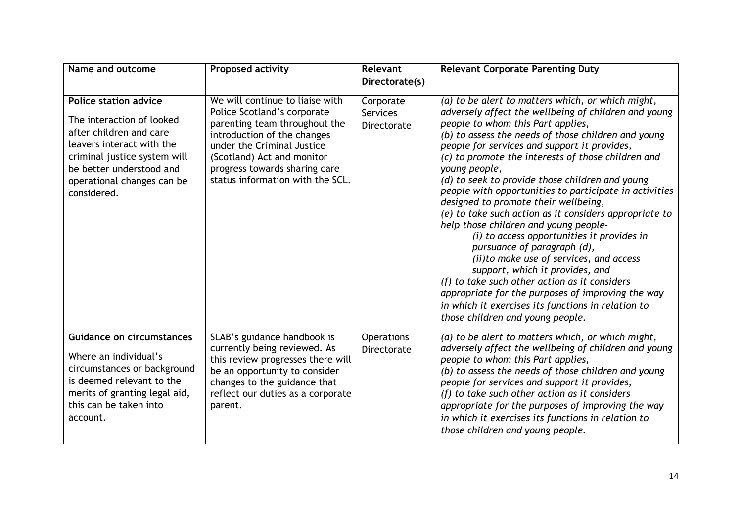| Name and outcome | Proposed activity | Relevant Directorate(s) | Relevant Corporate Parenting Duty |
|---|---|---|---|
| **Police station advice**<br><br>The interaction of looked after children and care leavers interact with the criminal justice system will be better understood and operational changes can be considered. | We will continue to liaise with Police Scotland's corporate parenting team throughout the introduction of the changes under the Criminal Justice (Scotland) Act and monitor progress towards sharing care status information with the SCL. | Corporate Services Directorate | *(a) to be alert to matters which, or which might, adversely affect the wellbeing of children and young people to whom this Part applies,*<br>*(b) to assess the needs of those children and young people for services and support it provides,*<br>*(c) to promote the interests of those children and young people,*<br>*(d) to seek to provide those children and young people with opportunities to participate in activities designed to promote their wellbeing,*<br>*(e) to take such action as it considers appropriate to help those children and young people-*<br>*(i) to access opportunities it provides in pursuance of paragraph (d),*<br>*(ii)to make use of services, and access support, which it provides, and*<br>*(f) to take such other action as it considers appropriate for the purposes of improving the way in which it exercises its functions in relation to those children and young people.* |
| **Guidance on circumstances**<br><br>Where an individual's circumstances or background is deemed relevant to the merits of granting legal aid, this can be taken into account. | SLAB's guidance handbook is currently being reviewed. As this review progresses there will be an opportunity to consider changes to the guidance that reflect our duties as a corporate parent. | Operations Directorate | *(a) to be alert to matters which, or which might, adversely affect the wellbeing of children and young people to whom this Part applies,*<br>*(b) to assess the needs of those children and young people for services and support it provides,*<br>*(f) to take such other action as it considers appropriate for the purposes of improving the way in which it exercises its functions in relation to those children and young people.* |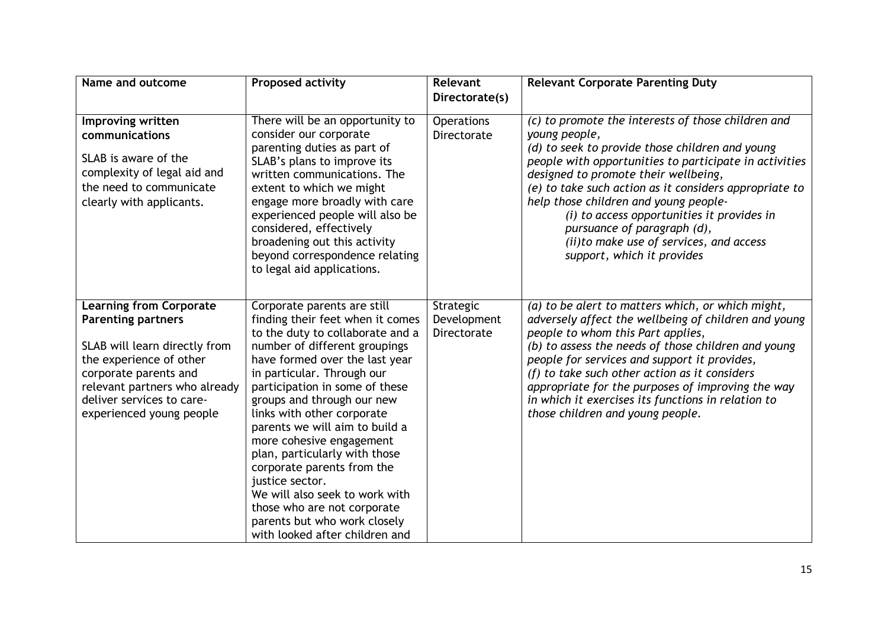| Name and outcome | Proposed activity | Relevant Directorate(s) | Relevant Corporate Parenting Duty |
|---|---|---|---|
| **Improving written communications**<br><br>SLAB is aware of the complexity of legal aid and the need to communicate clearly with applicants. | There will be an opportunity to consider our corporate parenting duties as part of SLAB's plans to improve its written communications. The extent to which we might engage more broadly with care experienced people will also be considered, effectively broadening out this activity beyond correspondence relating to legal aid applications. | Operations Directorate | *(c) to promote the interests of those children and young people,*<br>*(d) to seek to provide those children and young people with opportunities to participate in activities designed to promote their wellbeing,*<br>*(e) to take such action as it considers appropriate to help those children and young people-*<br>*(i) to access opportunities it provides in pursuance of paragraph (d),*<br>*(ii)to make use of services, and access support, which it provides* |
| **Learning from Corporate Parenting partners**<br><br>SLAB will learn directly from the experience of other corporate parents and relevant partners who already deliver services to care-experienced young people | Corporate parents are still finding their feet when it comes to the duty to collaborate and a number of different groupings have formed over the last year in particular. Through our participation in some of these groups and through our new links with other corporate parents we will aim to build a more cohesive engagement plan, particularly with those corporate parents from the justice sector.<br>We will also seek to work with those who are not corporate parents but who work closely with looked after children and | Strategic Development Directorate | *(a) to be alert to matters which, or which might, adversely affect the wellbeing of children and young people to whom this Part applies,*<br>*(b) to assess the needs of those children and young people for services and support it provides,*<br>*(f) to take such other action as it considers appropriate for the purposes of improving the way in which it exercises its functions in relation to those children and young people.* |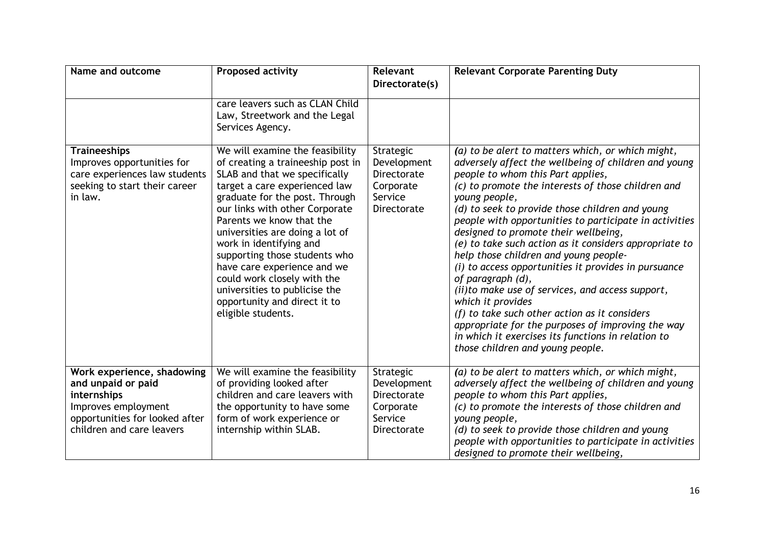| Name and outcome | Proposed activity | Relevant Directorate(s) | Relevant Corporate Parenting Duty |
|---|---|---|---|
| | care leavers such as CLAN Child Law, Streetwork and the Legal Services Agency. | | |
| **Traineeships** Improves opportunities for care experiences law students seeking to start their career in law. | We will examine the feasibility of creating a traineeship post in SLAB and that we specifically target a care experienced law graduate for the post. Through our links with other Corporate Parents we know that the universities are doing a lot of work in identifying and supporting those students who have care experience and we could work closely with the universities to publicise the opportunity and direct it to eligible students. | Strategic Development Directorate Corporate Service Directorate | *(a) to be alert to matters which, or which might, adversely affect the wellbeing of children and young people to whom this Part applies,* *(c) to promote the interests of those children and young people,* *(d) to seek to provide those children and young people with opportunities to participate in activities designed to promote their wellbeing,* *(e) to take such action as it considers appropriate to help those children and young people-* *(i) to access opportunities it provides in pursuance of paragraph (d),* *(ii)to make use of services, and access support, which it provides* *(f) to take such other action as it considers appropriate for the purposes of improving the way in which it exercises its functions in relation to those children and young people.* |
| **Work experience, shadowing and unpaid or paid internships** Improves employment opportunities for looked after children and care leavers | We will examine the feasibility of providing looked after children and care leavers with the opportunity to have some form of work experience or internship within SLAB. | Strategic Development Directorate Corporate Service Directorate | *(a) to be alert to matters which, or which might, adversely affect the wellbeing of children and young people to whom this Part applies,* *(c) to promote the interests of those children and young people,* *(d) to seek to provide those children and young people with opportunities to participate in activities designed to promote their wellbeing,* |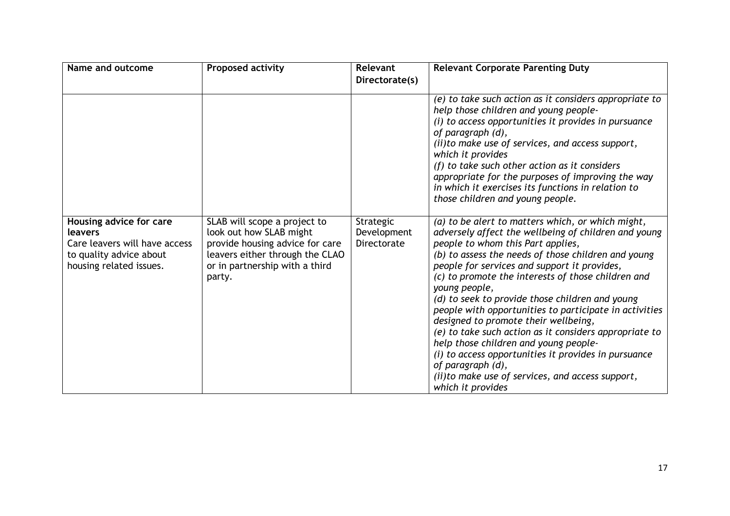| Name and outcome | Proposed activity | Relevant Directorate(s) | Relevant Corporate Parenting Duty |
|---|---|---|---|
| | | | *(e) to take such action as it considers appropriate to help those children and young people-*<br>*(i) to access opportunities it provides in pursuance of paragraph (d),*<br>*(ii)to make use of services, and access support, which it provides*<br>*(f) to take such other action as it considers appropriate for the purposes of improving the way in which it exercises its functions in relation to those children and young people.* |
| **Housing advice for care leavers**<br>Care leavers will have access to quality advice about housing related issues. | SLAB will scope a project to look out how SLAB might provide housing advice for care leavers either through the CLAO or in partnership with a third party. | Strategic Development Directorate | *(a) to be alert to matters which, or which might, adversely affect the wellbeing of children and young people to whom this Part applies,*<br>*(b) to assess the needs of those children and young people for services and support it provides,*<br>*(c) to promote the interests of those children and young people,*<br>*(d) to seek to provide those children and young people with opportunities to participate in activities designed to promote their wellbeing,*<br>*(e) to take such action as it considers appropriate to help those children and young people-*<br>*(i) to access opportunities it provides in pursuance of paragraph (d),*<br>*(ii)to make use of services, and access support, which it provides* |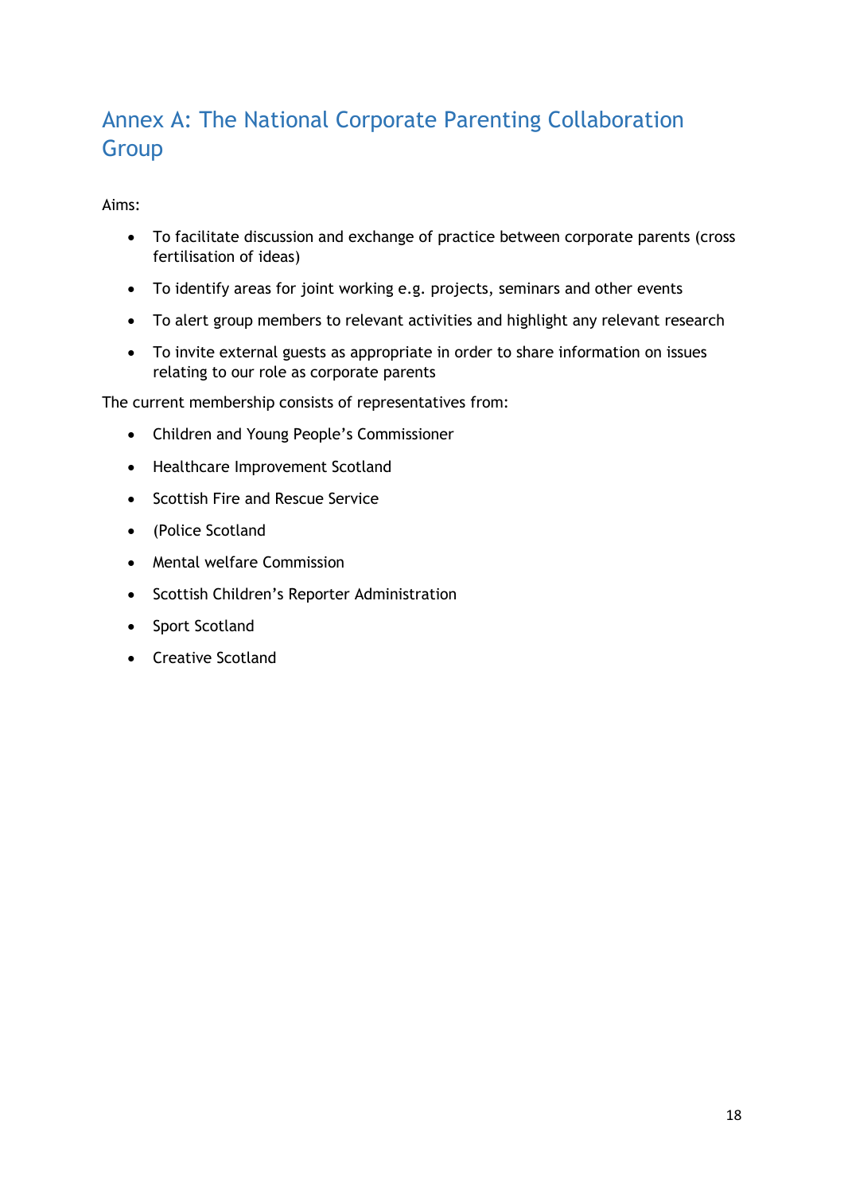# Annex A: The National Corporate Parenting Collaboration Group

Aims:

- To facilitate discussion and exchange of practice between corporate parents (cross fertilisation of ideas)
- To identify areas for joint working e.g. projects, seminars and other events
- To alert group members to relevant activities and highlight any relevant research
- To invite external guests as appropriate in order to share information on issues relating to our role as corporate parents

The current membership consists of representatives from:

- Children and Young People's Commissioner
- Healthcare Improvement Scotland
- Scottish Fire and Rescue Service
- (Police Scotland
- Mental welfare Commission
- Scottish Children's Reporter Administration
- Sport Scotland
- Creative Scotland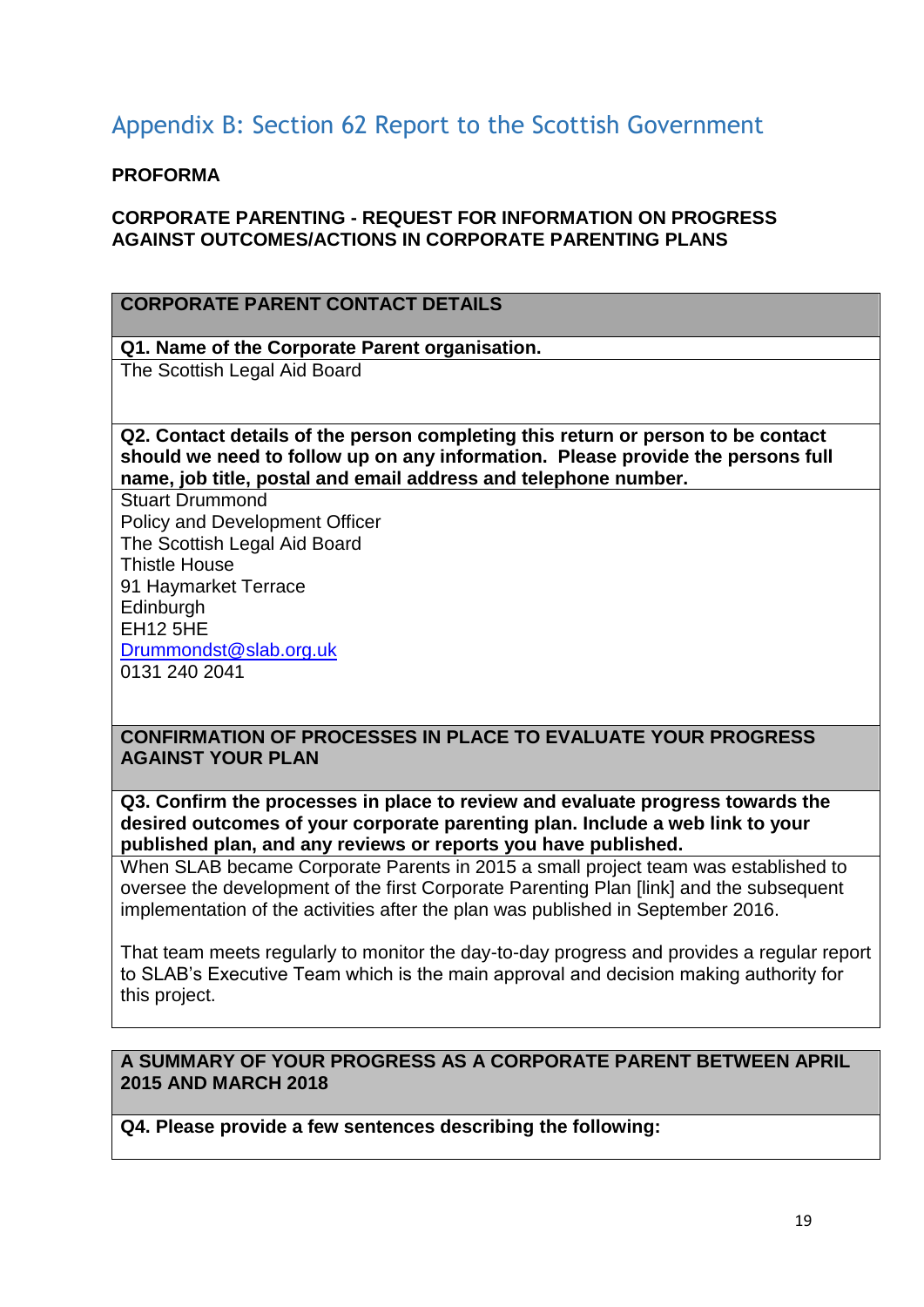## Appendix B: Section 62 Report to the Scottish Government

**PROFORMA**

**CORPORATE PARENTING - REQUEST FOR INFORMATION ON PROGRESS AGAINST OUTCOMES/ACTIONS IN CORPORATE PARENTING PLANS**

| **CORPORATE PARENT CONTACT DETAILS** |
|---|
| **Q1. Name of the Corporate Parent organisation.** |
| The Scottish Legal Aid Board |
| **Q2. Contact details of the person completing this return or person to be contact should we need to follow up on any information. Please provide the persons full name, job title, postal and email address and telephone number.** |
| Stuart Drummond<br>Policy and Development Officer<br>The Scottish Legal Aid Board<br>Thistle House<br>91 Haymarket Terrace<br>Edinburgh<br>EH12 5HE<br>Drummondst@slab.org.uk<br>0131 240 2041 |
| **CONFIRMATION OF PROCESSES IN PLACE TO EVALUATE YOUR PROGRESS AGAINST YOUR PLAN** |
| **Q3. Confirm the processes in place to review and evaluate progress towards the desired outcomes of your corporate parenting plan. Include a web link to your published plan, and any reviews or reports you have published.** |
| When SLAB became Corporate Parents in 2015 a small project team was established to oversee the development of the first Corporate Parenting Plan [link] and the subsequent implementation of the activities after the plan was published in September 2016.<br><br>That team meets regularly to monitor the day-to-day progress and provides a regular report to SLAB's Executive Team which is the main approval and decision making authority for this project. |

| **A SUMMARY OF YOUR PROGRESS AS A CORPORATE PARENT BETWEEN APRIL 2015 AND MARCH 2018** |
|---|
| **Q4. Please provide a few sentences describing the following:** |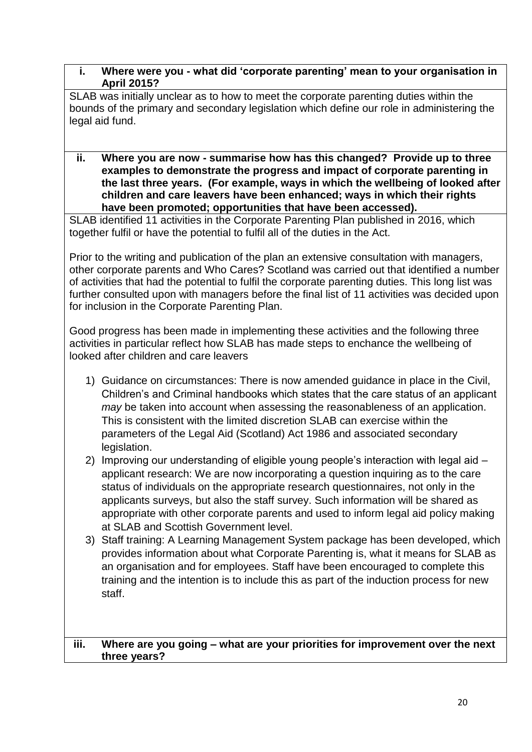**i. Where were you - what did 'corporate parenting' mean to your organisation in April 2015?**

SLAB was initially unclear as to how to meet the corporate parenting duties within the bounds of the primary and secondary legislation which define our role in administering the legal aid fund.

**ii. Where you are now - summarise how has this changed? Provide up to three examples to demonstrate the progress and impact of corporate parenting in the last three years. (For example, ways in which the wellbeing of looked after children and care leavers have been enhanced; ways in which their rights have been promoted; opportunities that have been accessed).**

SLAB identified 11 activities in the Corporate Parenting Plan published in 2016, which together fulfil or have the potential to fulfil all of the duties in the Act.

Prior to the writing and publication of the plan an extensive consultation with managers, other corporate parents and Who Cares? Scotland was carried out that identified a number of activities that had the potential to fulfil the corporate parenting duties. This long list was further consulted upon with managers before the final list of 11 activities was decided upon for inclusion in the Corporate Parenting Plan.

Good progress has been made in implementing these activities and the following three activities in particular reflect how SLAB has made steps to enchance the wellbeing of looked after children and care leavers

1) Guidance on circumstances: There is now amended guidance in place in the Civil, Children's and Criminal handbooks which states that the care status of an applicant *may* be taken into account when assessing the reasonableness of an application. This is consistent with the limited discretion SLAB can exercise within the parameters of the Legal Aid (Scotland) Act 1986 and associated secondary legislation.
2) Improving our understanding of eligible young people's interaction with legal aid – applicant research: We are now incorporating a question inquiring as to the care status of individuals on the appropriate research questionnaires, not only in the applicants surveys, but also the staff survey. Such information will be shared as appropriate with other corporate parents and used to inform legal aid policy making at SLAB and Scottish Government level.
3) Staff training: A Learning Management System package has been developed, which provides information about what Corporate Parenting is, what it means for SLAB as an organisation and for employees. Staff have been encouraged to complete this training and the intention is to include this as part of the induction process for new staff.

**iii. Where are you going – what are your priorities for improvement over the next three years?**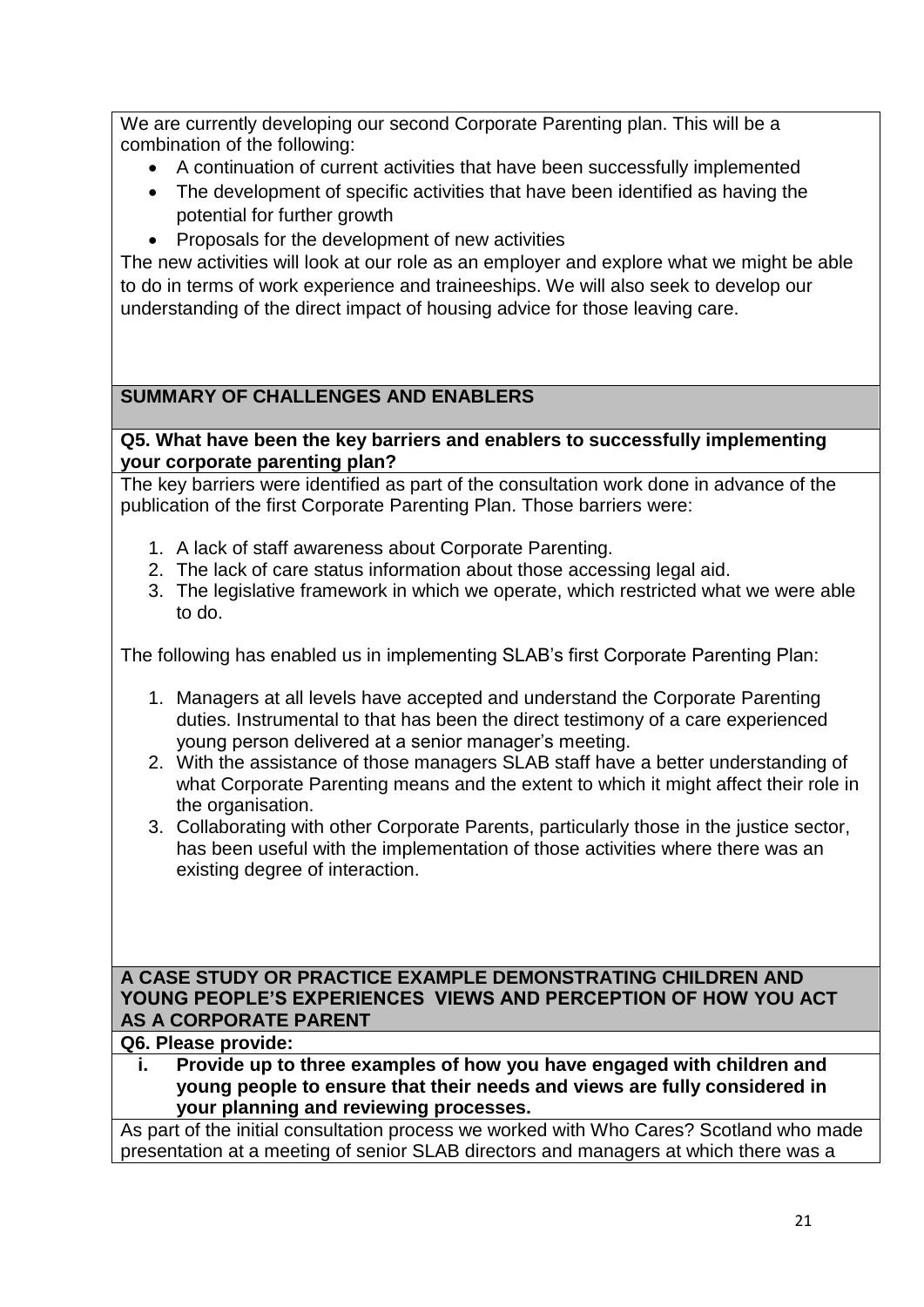We are currently developing our second Corporate Parenting plan. This will be a combination of the following:

- A continuation of current activities that have been successfully implemented
- The development of specific activities that have been identified as having the potential for further growth
- Proposals for the development of new activities

The new activities will look at our role as an employer and explore what we might be able to do in terms of work experience and traineeships. We will also seek to develop our understanding of the direct impact of housing advice for those leaving care.

## SUMMARY OF CHALLENGES AND ENABLERS

**Q5. What have been the key barriers and enablers to successfully implementing your corporate parenting plan?**

The key barriers were identified as part of the consultation work done in advance of the publication of the first Corporate Parenting Plan. Those barriers were:

1. A lack of staff awareness about Corporate Parenting.
2. The lack of care status information about those accessing legal aid.
3. The legislative framework in which we operate, which restricted what we were able to do.

The following has enabled us in implementing SLAB's first Corporate Parenting Plan:

1. Managers at all levels have accepted and understand the Corporate Parenting duties. Instrumental to that has been the direct testimony of a care experienced young person delivered at a senior manager's meeting.
2. With the assistance of those managers SLAB staff have a better understanding of what Corporate Parenting means and the extent to which it might affect their role in the organisation.
3. Collaborating with other Corporate Parents, particularly those in the justice sector, has been useful with the implementation of those activities where there was an existing degree of interaction.

## A CASE STUDY OR PRACTICE EXAMPLE DEMONSTRATING CHILDREN AND YOUNG PEOPLE'S EXPERIENCES VIEWS AND PERCEPTION OF HOW YOU ACT AS A CORPORATE PARENT

**Q6. Please provide:**

**i. Provide up to three examples of how you have engaged with children and young people to ensure that their needs and views are fully considered in your planning and reviewing processes.**

As part of the initial consultation process we worked with Who Cares? Scotland who made presentation at a meeting of senior SLAB directors and managers at which there was a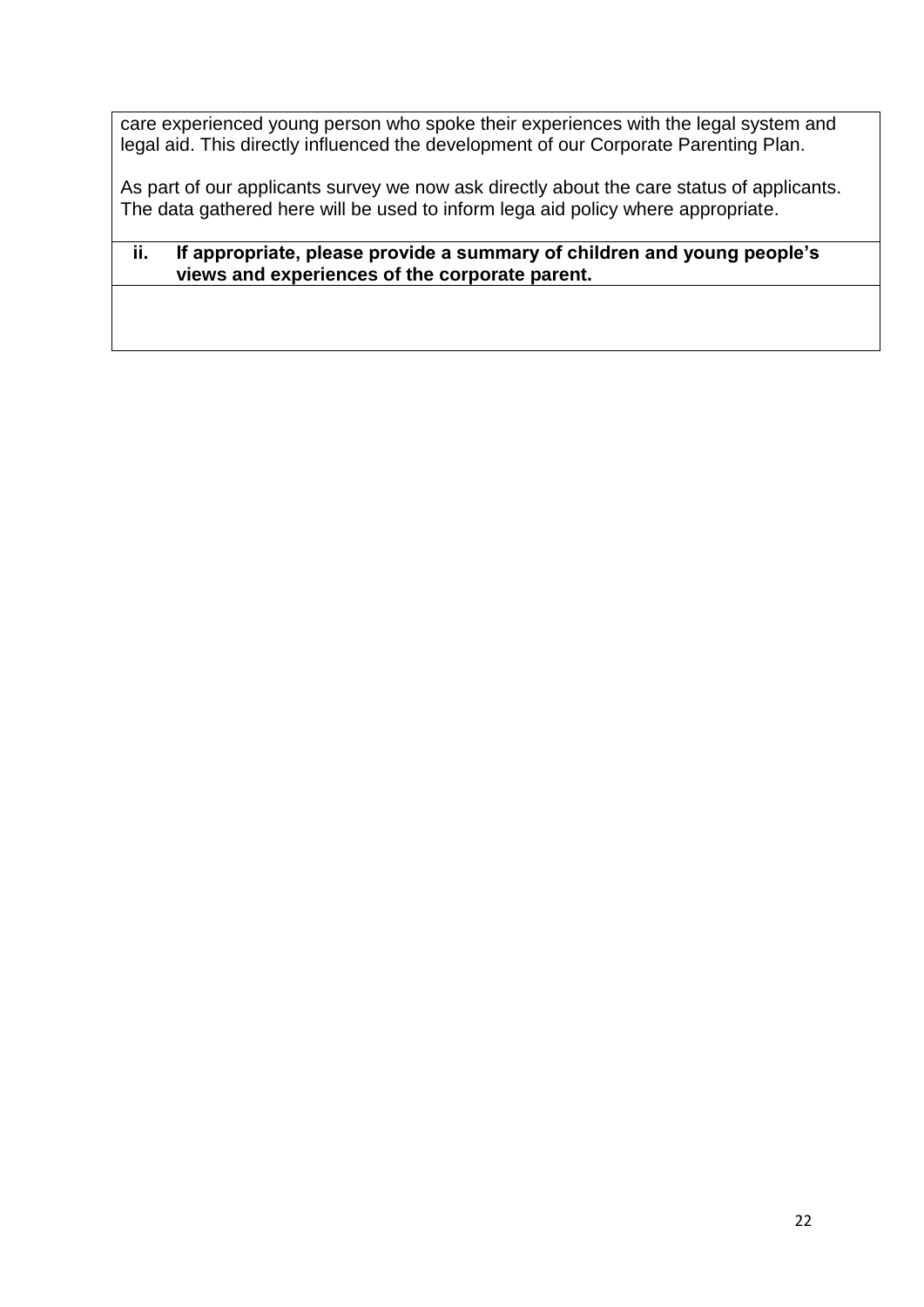care experienced young person who spoke their experiences with the legal system and legal aid. This directly influenced the development of our Corporate Parenting Plan.

As part of our applicants survey we now ask directly about the care status of applicants. The data gathered here will be used to inform lega aid policy where appropriate.

**ii. If appropriate, please provide a summary of children and young people's views and experiences of the corporate parent.**